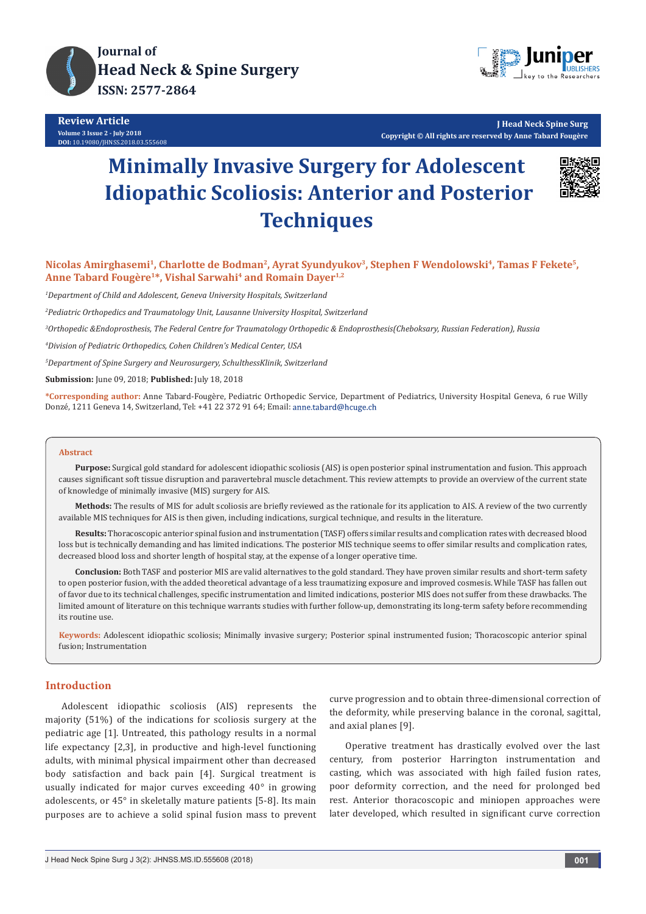Review Article
Volume 3 Issue 2 - July 2018
DOI: 10.19080/JHNSS.2018.03.555608

J Head Neck Spine Surg
Copyright © All rights are reserved by Anne Tabard Fougère

# Minimally Invasive Surgery for Adolescent Idiopathic Scoliosis: Anterior and Posterior Techniques

**Nicolas Amirghasemi[1], Charlotte de Bodman[2], Ayrat Syundyukov[3], Stephen F Wendolowski[4], Tamas F Fekete[5], Anne Tabard Fougère[1]*, Vishal Sarwahi[4] and Romain Dayer[1,2]**

*[1]Department of Child and Adolescent, Geneva University Hospitals, Switzerland*

*[2]Pediatric Orthopedics and Traumatology Unit, Lausanne University Hospital, Switzerland*

*[3]Orthopedic &Endoprosthesis, The Federal Centre for Traumatology Orthopedic & Endoprosthesis(Cheboksary, Russian Federation), Russia*

*[4]Division of Pediatric Orthopedics, Cohen Children's Medical Center, USA*

*[5]Department of Spine Surgery and Neurosurgery, SchulthessKlinik, Switzerland*

**Submission:** June 09, 2018; **Published:** July 18, 2018

***Corresponding author:** Anne Tabard-Fougère, Pediatric Orthopedic Service, Department of Pediatrics, University Hospital Geneva, 6 rue Willy Donzé, 1211 Geneva 14, Switzerland, Tel: +41 22 372 91 64; Email: anne.tabard@hcuge.ch

## Abstract

**Purpose:** Surgical gold standard for adolescent idiopathic scoliosis (AIS) is open posterior spinal instrumentation and fusion. This approach causes significant soft tissue disruption and paravertebral muscle detachment. This review attempts to provide an overview of the current state of knowledge of minimally invasive (MIS) surgery for AIS.

**Methods:** The results of MIS for adult scoliosis are briefly reviewed as the rationale for its application to AIS. A review of the two currently available MIS techniques for AIS is then given, including indications, surgical technique, and results in the literature.

**Results:** Thoracoscopic anterior spinal fusion and instrumentation (TASF) offers similar results and complication rates with decreased blood loss but is technically demanding and has limited indications. The posterior MIS technique seems to offer similar results and complication rates, decreased blood loss and shorter length of hospital stay, at the expense of a longer operative time.

**Conclusion:** Both TASF and posterior MIS are valid alternatives to the gold standard. They have proven similar results and short-term safety to open posterior fusion, with the added theoretical advantage of a less traumatizing exposure and improved cosmesis. While TASF has fallen out of favor due to its technical challenges, specific instrumentation and limited indications, posterior MIS does not suffer from these drawbacks. The limited amount of literature on this technique warrants studies with further follow-up, demonstrating its long-term safety before recommending its routine use.

**Keywords:** Adolescent idiopathic scoliosis; Minimally invasive surgery; Posterior spinal instrumented fusion; Thoracoscopic anterior spinal fusion; Instrumentation

## Introduction

Adolescent idiopathic scoliosis (AIS) represents the majority (51%) of the indications for scoliosis surgery at the pediatric age [1]. Untreated, this pathology results in a normal life expectancy [2,3], in productive and high-level functioning adults, with minimal physical impairment other than decreased body satisfaction and back pain [4]. Surgical treatment is usually indicated for major curves exceeding 40° in growing adolescents, or 45° in skeletally mature patients [5-8]. Its main purposes are to achieve a solid spinal fusion mass to prevent curve progression and to obtain three-dimensional correction of the deformity, while preserving balance in the coronal, sagittal, and axial planes [9].

Operative treatment has drastically evolved over the last century, from posterior Harrington instrumentation and casting, which was associated with high failed fusion rates, poor deformity correction, and the need for prolonged bed rest. Anterior thoracoscopic and miniopen approaches were later developed, which resulted in significant curve correction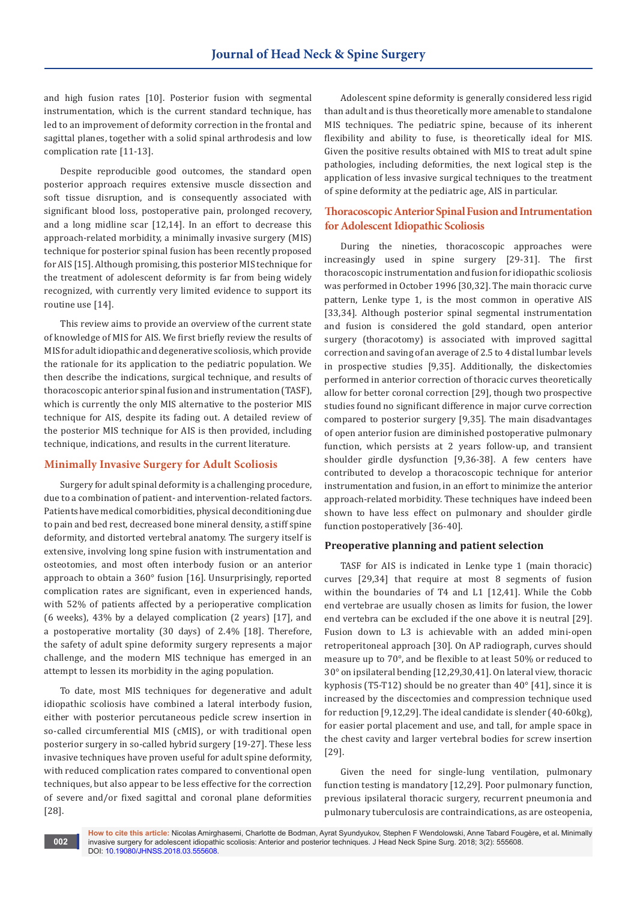and high fusion rates [10]. Posterior fusion with segmental instrumentation, which is the current standard technique, has led to an improvement of deformity correction in the frontal and sagittal planes, together with a solid spinal arthrodesis and low complication rate [11-13].

Despite reproducible good outcomes, the standard open posterior approach requires extensive muscle dissection and soft tissue disruption, and is consequently associated with significant blood loss, postoperative pain, prolonged recovery, and a long midline scar [12,14]. In an effort to decrease this approach-related morbidity, a minimally invasive surgery (MIS) technique for posterior spinal fusion has been recently proposed for AIS [15]. Although promising, this posterior MIS technique for the treatment of adolescent deformity is far from being widely recognized, with currently very limited evidence to support its routine use [14].

This review aims to provide an overview of the current state of knowledge of MIS for AIS. We first briefly review the results of MIS for adult idiopathic and degenerative scoliosis, which provide the rationale for its application to the pediatric population. We then describe the indications, surgical technique, and results of thoracoscopic anterior spinal fusion and instrumentation (TASF), which is currently the only MIS alternative to the posterior MIS technique for AIS, despite its fading out. A detailed review of the posterior MIS technique for AIS is then provided, including technique, indications, and results in the current literature.

## Minimally Invasive Surgery for Adult Scoliosis

Surgery for adult spinal deformity is a challenging procedure, due to a combination of patient- and intervention-related factors. Patients have medical comorbidities, physical deconditioning due to pain and bed rest, decreased bone mineral density, a stiff spine deformity, and distorted vertebral anatomy. The surgery itself is extensive, involving long spine fusion with instrumentation and osteotomies, and most often interbody fusion or an anterior approach to obtain a 360° fusion [16]. Unsurprisingly, reported complication rates are significant, even in experienced hands, with 52% of patients affected by a perioperative complication (6 weeks), 43% by a delayed complication (2 years) [17], and a postoperative mortality (30 days) of 2.4% [18]. Therefore, the safety of adult spine deformity surgery represents a major challenge, and the modern MIS technique has emerged in an attempt to lessen its morbidity in the aging population.

To date, most MIS techniques for degenerative and adult idiopathic scoliosis have combined a lateral interbody fusion, either with posterior percutaneous pedicle screw insertion in so-called circumferential MIS (cMIS), or with traditional open posterior surgery in so-called hybrid surgery [19-27]. These less invasive techniques have proven useful for adult spine deformity, with reduced complication rates compared to conventional open techniques, but also appear to be less effective for the correction of severe and/or fixed sagittal and coronal plane deformities [28].

Adolescent spine deformity is generally considered less rigid than adult and is thus theoretically more amenable to standalone MIS techniques. The pediatric spine, because of its inherent flexibility and ability to fuse, is theoretically ideal for MIS. Given the positive results obtained with MIS to treat adult spine pathologies, including deformities, the next logical step is the application of less invasive surgical techniques to the treatment of spine deformity at the pediatric age, AIS in particular.

## Thoracoscopic Anterior Spinal Fusion and Intrumentation for Adolescent Idiopathic Scoliosis

During the nineties, thoracoscopic approaches were increasingly used in spine surgery [29-31]. The first thoracoscopic instrumentation and fusion for idiopathic scoliosis was performed in October 1996 [30,32]. The main thoracic curve pattern, Lenke type 1, is the most common in operative AIS [33,34]. Although posterior spinal segmental instrumentation and fusion is considered the gold standard, open anterior surgery (thoracotomy) is associated with improved sagittal correction and saving of an average of 2.5 to 4 distal lumbar levels in prospective studies [9,35]. Additionally, the diskectomies performed in anterior correction of thoracic curves theoretically allow for better coronal correction [29], though two prospective studies found no significant difference in major curve correction compared to posterior surgery [9,35]. The main disadvantages of open anterior fusion are diminished postoperative pulmonary function, which persists at 2 years follow-up, and transient shoulder girdle dysfunction [9,36-38]. A few centers have contributed to develop a thoracoscopic technique for anterior instrumentation and fusion, in an effort to minimize the anterior approach-related morbidity. These techniques have indeed been shown to have less effect on pulmonary and shoulder girdle function postoperatively [36-40].

### Preoperative planning and patient selection

TASF for AIS is indicated in Lenke type 1 (main thoracic) curves [29,34] that require at most 8 segments of fusion within the boundaries of T4 and L1 [12,41]. While the Cobb end vertebrae are usually chosen as limits for fusion, the lower end vertebra can be excluded if the one above it is neutral [29]. Fusion down to L3 is achievable with an added mini-open retroperitoneal approach [30]. On AP radiograph, curves should measure up to 70°, and be flexible to at least 50% or reduced to 30° on ipsilateral bending [12,29,30,41]. On lateral view, thoracic kyphosis (T5-T12) should be no greater than 40° [41], since it is increased by the discectomies and compression technique used for reduction [9,12,29]. The ideal candidate is slender (40-60kg), for easier portal placement and use, and tall, for ample space in the chest cavity and larger vertebral bodies for screw insertion [29].

Given the need for single-lung ventilation, pulmonary function testing is mandatory [12,29]. Poor pulmonary function, previous ipsilateral thoracic surgery, recurrent pneumonia and pulmonary tuberculosis are contraindications, as are osteopenia,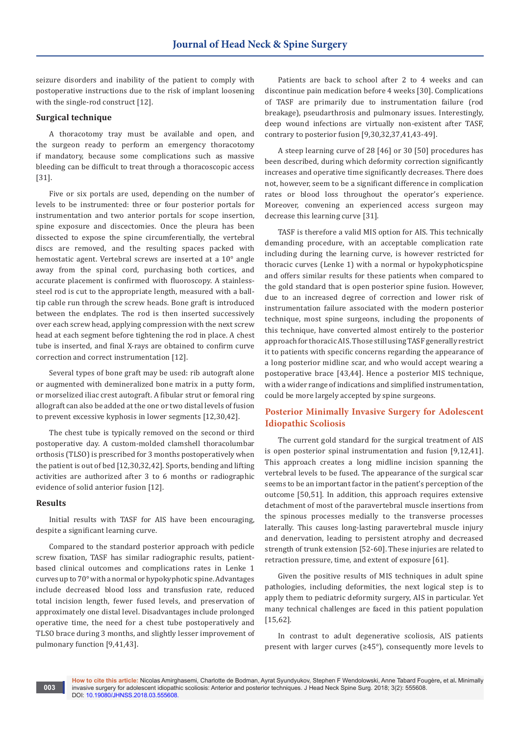seizure disorders and inability of the patient to comply with postoperative instructions due to the risk of implant loosening with the single-rod construct [12].

### Surgical technique

A thoracotomy tray must be available and open, and the surgeon ready to perform an emergency thoracotomy if mandatory, because some complications such as massive bleeding can be difficult to treat through a thoracoscopic access [31].

Five or six portals are used, depending on the number of levels to be instrumented: three or four posterior portals for instrumentation and two anterior portals for scope insertion, spine exposure and discectomies. Once the pleura has been dissected to expose the spine circumferentially, the vertebral discs are removed, and the resulting spaces packed with hemostatic agent. Vertebral screws are inserted at a 10° angle away from the spinal cord, purchasing both cortices, and accurate placement is confirmed with fluoroscopy. A stainless-steel rod is cut to the appropriate length, measured with a ball-tip cable run through the screw heads. Bone graft is introduced between the endplates. The rod is then inserted successively over each screw head, applying compression with the next screw head at each segment before tightening the rod in place. A chest tube is inserted, and final X-rays are obtained to confirm curve correction and correct instrumentation [12].

Several types of bone graft may be used: rib autograft alone or augmented with demineralized bone matrix in a putty form, or morselized iliac crest autograft. A fibular strut or femoral ring allograft can also be added at the one or two distal levels of fusion to prevent excessive kyphosis in lower segments [12,30,42].

The chest tube is typically removed on the second or third postoperative day. A custom-molded clamshell thoracolumbar orthosis (TLSO) is prescribed for 3 months postoperatively when the patient is out of bed [12,30,32,42]. Sports, bending and lifting activities are authorized after 3 to 6 months or radiographic evidence of solid anterior fusion [12].

### Results

Initial results with TASF for AIS have been encouraging, despite a significant learning curve.

Compared to the standard posterior approach with pedicle screw fixation, TASF has similar radiographic results, patient-based clinical outcomes and complications rates in Lenke 1 curves up to 70° with a normal or hypokyphotic spine. Advantages include decreased blood loss and transfusion rate, reduced total incision length, fewer fused levels, and preservation of approximately one distal level. Disadvantages include prolonged operative time, the need for a chest tube postoperatively and TLSO brace during 3 months, and slightly lesser improvement of pulmonary function [9,41,43].

Patients are back to school after 2 to 4 weeks and can discontinue pain medication before 4 weeks [30]. Complications of TASF are primarily due to instrumentation failure (rod breakage), pseudarthrosis and pulmonary issues. Interestingly, deep wound infections are virtually non-existent after TASF, contrary to posterior fusion [9,30,32,37,41,43-49].

A steep learning curve of 28 [46] or 30 [50] procedures has been described, during which deformity correction significantly increases and operative time significantly decreases. There does not, however, seem to be a significant difference in complication rates or blood loss throughout the operator's experience. Moreover, convening an experienced access surgeon may decrease this learning curve [31].

TASF is therefore a valid MIS option for AIS. This technically demanding procedure, with an acceptable complication rate including during the learning curve, is however restricted for thoracic curves (Lenke 1) with a normal or hypokyphoticspine and offers similar results for these patients when compared to the gold standard that is open posterior spine fusion. However, due to an increased degree of correction and lower risk of instrumentation failure associated with the modern posterior technique, most spine surgeons, including the proponents of this technique, have converted almost entirely to the posterior approach for thoracic AIS. Those still using TASF generally restrict it to patients with specific concerns regarding the appearance of a long posterior midline scar, and who would accept wearing a postoperative brace [43,44]. Hence a posterior MIS technique, with a wider range of indications and simplified instrumentation, could be more largely accepted by spine surgeons.

## Posterior Minimally Invasive Surgery for Adolescent Idiopathic Scoliosis

The current gold standard for the surgical treatment of AIS is open posterior spinal instrumentation and fusion [9,12,41]. This approach creates a long midline incision spanning the vertebral levels to be fused. The appearance of the surgical scar seems to be an important factor in the patient's perception of the outcome [50,51]. In addition, this approach requires extensive detachment of most of the paravertebral muscle insertions from the spinous processes medially to the transverse processes laterally. This causes long-lasting paravertebral muscle injury and denervation, leading to persistent atrophy and decreased strength of trunk extension [52-60]. These injuries are related to retraction pressure, time, and extent of exposure [61].

Given the positive results of MIS techniques in adult spine pathologies, including deformities, the next logical step is to apply them to pediatric deformity surgery, AIS in particular. Yet many technical challenges are faced in this patient population [15,62].

In contrast to adult degenerative scoliosis, AIS patients present with larger curves (≥45°), consequently more levels to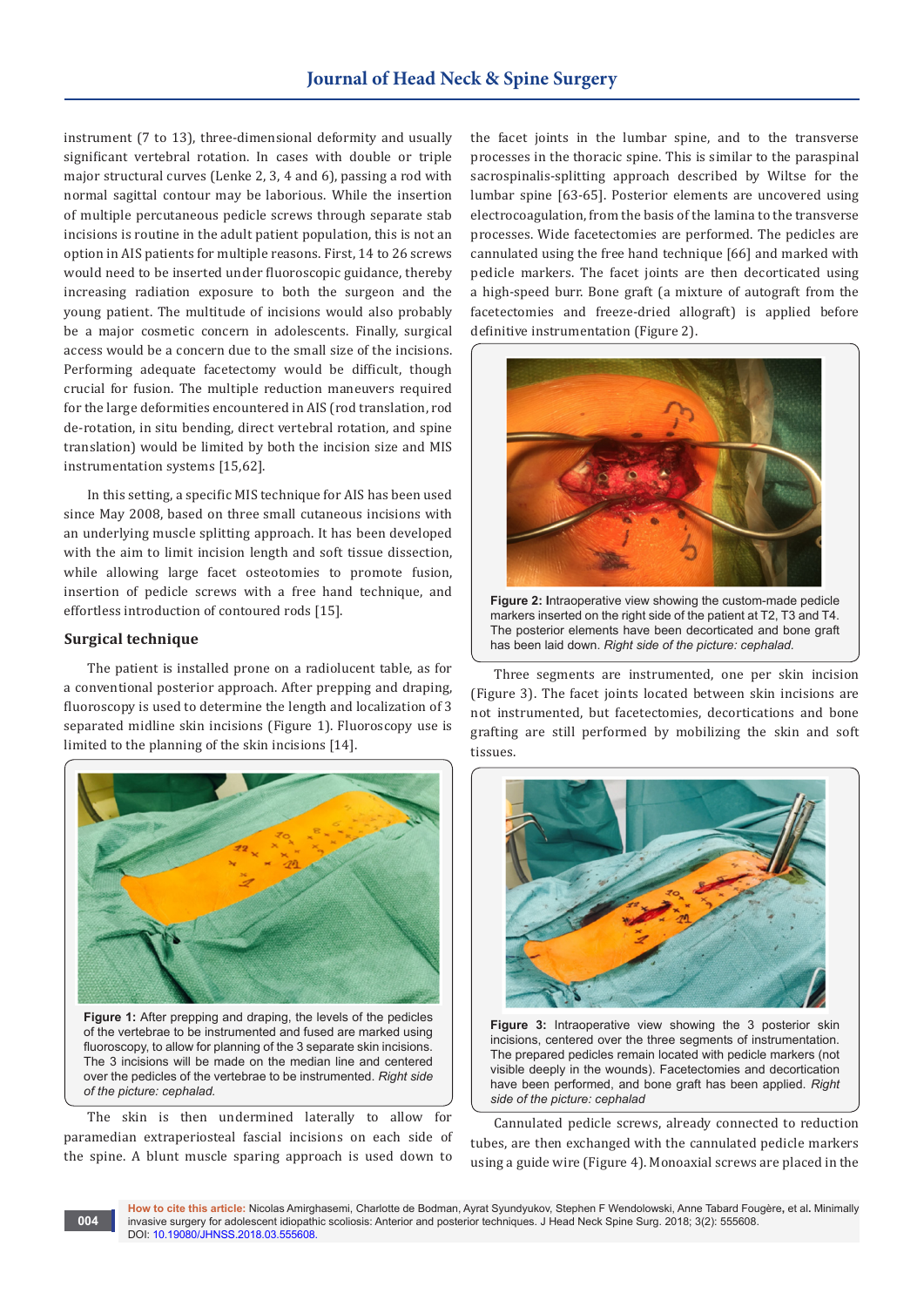instrument (7 to 13), three-dimensional deformity and usually significant vertebral rotation. In cases with double or triple major structural curves (Lenke 2, 3, 4 and 6), passing a rod with normal sagittal contour may be laborious. While the insertion of multiple percutaneous pedicle screws through separate stab incisions is routine in the adult patient population, this is not an option in AIS patients for multiple reasons. First, 14 to 26 screws would need to be inserted under fluoroscopic guidance, thereby increasing radiation exposure to both the surgeon and the young patient. The multitude of incisions would also probably be a major cosmetic concern in adolescents. Finally, surgical access would be a concern due to the small size of the incisions. Performing adequate facetectomy would be difficult, though crucial for fusion. The multiple reduction maneuvers required for the large deformities encountered in AIS (rod translation, rod de-rotation, in situ bending, direct vertebral rotation, and spine translation) would be limited by both the incision size and MIS instrumentation systems [15,62].

In this setting, a specific MIS technique for AIS has been used since May 2008, based on three small cutaneous incisions with an underlying muscle splitting approach. It has been developed with the aim to limit incision length and soft tissue dissection, while allowing large facet osteotomies to promote fusion, insertion of pedicle screws with a free hand technique, and effortless introduction of contoured rods [15].

## Surgical technique

The patient is installed prone on a radiolucent table, as for a conventional posterior approach. After prepping and draping, fluoroscopy is used to determine the length and localization of 3 separated midline skin incisions (Figure 1). Fluoroscopy use is limited to the planning of the skin incisions [14].

**Figure 1:** After prepping and draping, the levels of the pedicles of the vertebrae to be instrumented and fused are marked using fluoroscopy, to allow for planning of the 3 separate skin incisions. The 3 incisions will be made on the median line and centered over the pedicles of the vertebrae to be instrumented. *Right side of the picture: cephalad.*

The skin is then undermined laterally to allow for paramedian extraperiosteal fascial incisions on each side of the spine. A blunt muscle sparing approach is used down to the facet joints in the lumbar spine, and to the transverse processes in the thoracic spine. This is similar to the paraspinal sacrospinalis-splitting approach described by Wiltse for the lumbar spine [63-65]. Posterior elements are uncovered using electrocoagulation, from the basis of the lamina to the transverse processes. Wide facetectomies are performed. The pedicles are cannulated using the free hand technique [66] and marked with pedicle markers. The facet joints are then decorticated using a high-speed burr. Bone graft (a mixture of autograft from the facetectomies and freeze-dried allograft) is applied before definitive instrumentation (Figure 2).

**Figure 2:** Intraoperative view showing the custom-made pedicle markers inserted on the right side of the patient at T2, T3 and T4. The posterior elements have been decorticated and bone graft has been laid down. *Right side of the picture: cephalad.*

Three segments are instrumented, one per skin incision (Figure 3). The facet joints located between skin incisions are not instrumented, but facetectomies, decortications and bone grafting are still performed by mobilizing the skin and soft tissues.

**Figure 3:** Intraoperative view showing the 3 posterior skin incisions, centered over the three segments of instrumentation. The prepared pedicles remain located with pedicle markers (not visible deeply in the wounds). Facetectomies and decortication have been performed, and bone graft has been applied. *Right side of the picture: cephalad*

Cannulated pedicle screws, already connected to reduction tubes, are then exchanged with the cannulated pedicle markers using a guide wire (Figure 4). Monoaxial screws are placed in the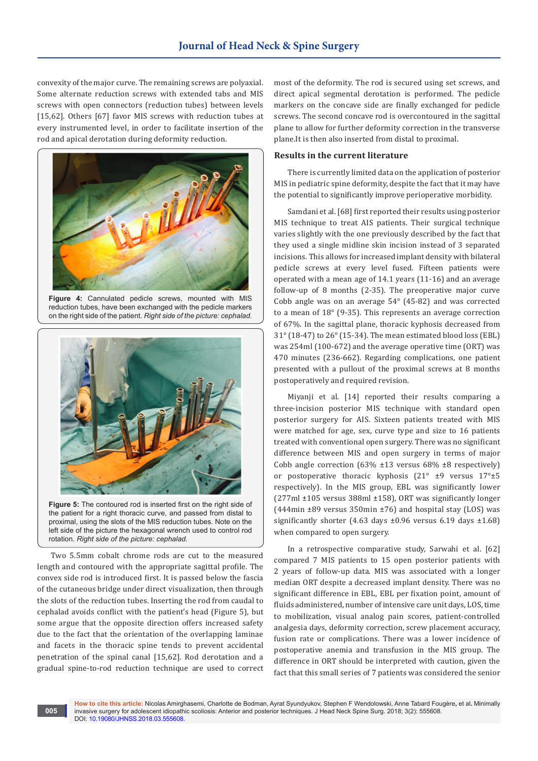convexity of the major curve. The remaining screws are polyaxial. Some alternate reduction screws with extended tabs and MIS screws with open connectors (reduction tubes) between levels [15,62]. Others [67] favor MIS screws with reduction tubes at every instrumented level, in order to facilitate insertion of the rod and apical derotation during deformity reduction.

**Figure 4:** Cannulated pedicle screws, mounted with MIS reduction tubes, have been exchanged with the pedicle markers on the right side of the patient. *Right side of the picture: cephalad.*

**Figure 5:** The contoured rod is inserted first on the right side of the patient for a right thoracic curve, and passed from distal to proximal, using the slots of the MIS reduction tubes. Note on the left side of the picture the hexagonal wrench used to control rod rotation. *Right side of the picture: cephalad.*

Two 5.5mm cobalt chrome rods are cut to the measured length and contoured with the appropriate sagittal profile. The convex side rod is introduced first. It is passed below the fascia of the cutaneous bridge under direct visualization, then through the slots of the reduction tubes. Inserting the rod from caudal to cephalad avoids conflict with the patient's head (Figure 5), but some argue that the opposite direction offers increased safety due to the fact that the orientation of the overlapping laminae and facets in the thoracic spine tends to prevent accidental penetration of the spinal canal [15,62]. Rod derotation and a gradual spine-to-rod reduction technique are used to correct most of the deformity. The rod is secured using set screws, and direct apical segmental derotation is performed. The pedicle markers on the concave side are finally exchanged for pedicle screws. The second concave rod is overcontoured in the sagittal plane to allow for further deformity correction in the transverse plane.It is then also inserted from distal to proximal.

## Results in the current literature

There is currently limited data on the application of posterior MIS in pediatric spine deformity, despite the fact that it may have the potential to significantly improve perioperative morbidity.

Samdani et al. [68] first reported their results using posterior MIS technique to treat AIS patients. Their surgical technique varies slightly with the one previously described by the fact that they used a single midline skin incision instead of 3 separated incisions. This allows for increased implant density with bilateral pedicle screws at every level fused. Fifteen patients were operated with a mean age of 14.1 years (11-16) and an average follow-up of 8 months (2-35). The preoperative major curve Cobb angle was on an average 54° (45-82) and was corrected to a mean of 18° (9-35). This represents an average correction of 67%. In the sagittal plane, thoracic kyphosis decreased from 31° (18-47) to 26° (15-34). The mean estimated blood loss (EBL) was 254ml (100-672) and the average operative time (ORT) was 470 minutes (236-662). Regarding complications, one patient presented with a pullout of the proximal screws at 8 months postoperatively and required revision.

Miyanji et al. [14] reported their results comparing a three-incision posterior MIS technique with standard open posterior surgery for AIS. Sixteen patients treated with MIS were matched for age, sex, curve type and size to 16 patients treated with conventional open surgery. There was no significant difference between MIS and open surgery in terms of major Cobb angle correction (63% ±13 versus 68% ±8 respectively) or postoperative thoracic kyphosis (21° ±9 versus 17°±5 respectively). In the MIS group, EBL was significantly lower (277ml ±105 versus 388ml ±158), ORT was significantly longer (444min ±89 versus 350min ±76) and hospital stay (LOS) was significantly shorter (4.63 days ±0.96 versus 6.19 days ±1.68) when compared to open surgery.

In a retrospective comparative study, Sarwahi et al. [62] compared 7 MIS patients to 15 open posterior patients with 2 years of follow-up data. MIS was associated with a longer median ORT despite a decreased implant density. There was no significant difference in EBL, EBL per fixation point, amount of fluids administered, number of intensive care unit days, LOS, time to mobilization, visual analog pain scores, patient-controlled analgesia days, deformity correction, screw placement accuracy, fusion rate or complications. There was a lower incidence of postoperative anemia and transfusion in the MIS group. The difference in ORT should be interpreted with caution, given the fact that this small series of 7 patients was considered the senior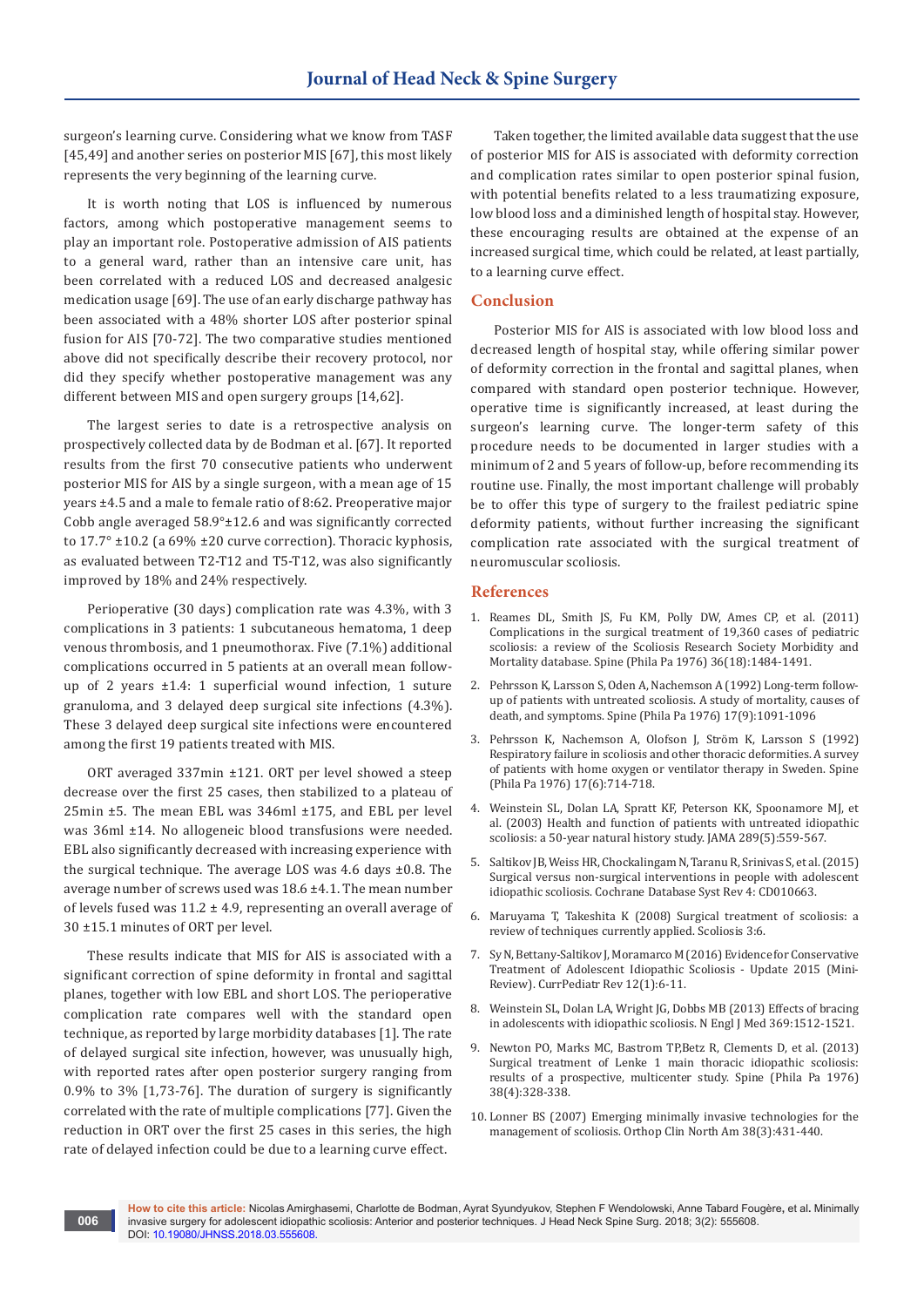surgeon's learning curve. Considering what we know from TASF [45,49] and another series on posterior MIS [67], this most likely represents the very beginning of the learning curve.

It is worth noting that LOS is influenced by numerous factors, among which postoperative management seems to play an important role. Postoperative admission of AIS patients to a general ward, rather than an intensive care unit, has been correlated with a reduced LOS and decreased analgesic medication usage [69]. The use of an early discharge pathway has been associated with a 48% shorter LOS after posterior spinal fusion for AIS [70-72]. The two comparative studies mentioned above did not specifically describe their recovery protocol, nor did they specify whether postoperative management was any different between MIS and open surgery groups [14,62].

The largest series to date is a retrospective analysis on prospectively collected data by de Bodman et al. [67]. It reported results from the first 70 consecutive patients who underwent posterior MIS for AIS by a single surgeon, with a mean age of 15 years ±4.5 and a male to female ratio of 8:62. Preoperative major Cobb angle averaged 58.9°±12.6 and was significantly corrected to 17.7° ±10.2 (a 69% ±20 curve correction). Thoracic kyphosis, as evaluated between T2-T12 and T5-T12, was also significantly improved by 18% and 24% respectively.

Perioperative (30 days) complication rate was 4.3%, with 3 complications in 3 patients: 1 subcutaneous hematoma, 1 deep venous thrombosis, and 1 pneumothorax. Five (7.1%) additional complications occurred in 5 patients at an overall mean follow-up of 2 years ±1.4: 1 superficial wound infection, 1 suture granuloma, and 3 delayed deep surgical site infections (4.3%). These 3 delayed deep surgical site infections were encountered among the first 19 patients treated with MIS.

ORT averaged 337min ±121. ORT per level showed a steep decrease over the first 25 cases, then stabilized to a plateau of 25min ±5. The mean EBL was 346ml ±175, and EBL per level was 36ml ±14. No allogeneic blood transfusions were needed. EBL also significantly decreased with increasing experience with the surgical technique. The average LOS was 4.6 days ±0.8. The average number of screws used was 18.6 ±4.1. The mean number of levels fused was 11.2 ± 4.9, representing an overall average of 30 ±15.1 minutes of ORT per level.

These results indicate that MIS for AIS is associated with a significant correction of spine deformity in frontal and sagittal planes, together with low EBL and short LOS. The perioperative complication rate compares well with the standard open technique, as reported by large morbidity databases [1]. The rate of delayed surgical site infection, however, was unusually high, with reported rates after open posterior surgery ranging from 0.9% to 3% [1,73-76]. The duration of surgery is significantly correlated with the rate of multiple complications [77]. Given the reduction in ORT over the first 25 cases in this series, the high rate of delayed infection could be due to a learning curve effect.

Taken together, the limited available data suggest that the use of posterior MIS for AIS is associated with deformity correction and complication rates similar to open posterior spinal fusion, with potential benefits related to a less traumatizing exposure, low blood loss and a diminished length of hospital stay. However, these encouraging results are obtained at the expense of an increased surgical time, which could be related, at least partially, to a learning curve effect.

## Conclusion

Posterior MIS for AIS is associated with low blood loss and decreased length of hospital stay, while offering similar power of deformity correction in the frontal and sagittal planes, when compared with standard open posterior technique. However, operative time is significantly increased, at least during the surgeon's learning curve. The longer-term safety of this procedure needs to be documented in larger studies with a minimum of 2 and 5 years of follow-up, before recommending its routine use. Finally, the most important challenge will probably be to offer this type of surgery to the frailest pediatric spine deformity patients, without further increasing the significant complication rate associated with the surgical treatment of neuromuscular scoliosis.

## References

1. Reames DL, Smith JS, Fu KM, Polly DW, Ames CP, et al. (2011) Complications in the surgical treatment of 19,360 cases of pediatric scoliosis: a review of the Scoliosis Research Society Morbidity and Mortality database. Spine (Phila Pa 1976) 36(18):1484-1491.
2. Pehrsson K, Larsson S, Oden A, Nachemson A (1992) Long-term follow-up of patients with untreated scoliosis. A study of mortality, causes of death, and symptoms. Spine (Phila Pa 1976) 17(9):1091-1096
3. Pehrsson K, Nachemson A, Olofson J, Ström K, Larsson S (1992) Respiratory failure in scoliosis and other thoracic deformities. A survey of patients with home oxygen or ventilator therapy in Sweden. Spine (Phila Pa 1976) 17(6):714-718.
4. Weinstein SL, Dolan LA, Spratt KF, Peterson KK, Spoonamore MJ, et al. (2003) Health and function of patients with untreated idiopathic scoliosis: a 50-year natural history study. JAMA 289(5):559-567.
5. Saltikov JB, Weiss HR, Chockalingam N, Taranu R, Srinivas S, et al. (2015) Surgical versus non-surgical interventions in people with adolescent idiopathic scoliosis. Cochrane Database Syst Rev 4: CD010663.
6. Maruyama T, Takeshita K (2008) Surgical treatment of scoliosis: a review of techniques currently applied. Scoliosis 3:6.
7. Sy N, Bettany-Saltikov J, Moramarco M (2016) Evidence for Conservative Treatment of Adolescent Idiopathic Scoliosis - Update 2015 (Mini-Review). CurrPediatr Rev 12(1):6-11.
8. Weinstein SL, Dolan LA, Wright JG, Dobbs MB (2013) Effects of bracing in adolescents with idiopathic scoliosis. N Engl J Med 369:1512-1521.
9. Newton PO, Marks MC, Bastrom TP,Betz R, Clements D, et al. (2013) Surgical treatment of Lenke 1 main thoracic idiopathic scoliosis: results of a prospective, multicenter study. Spine (Phila Pa 1976) 38(4):328-338.
10. Lonner BS (2007) Emerging minimally invasive technologies for the management of scoliosis. Orthop Clin North Am 38(3):431-440.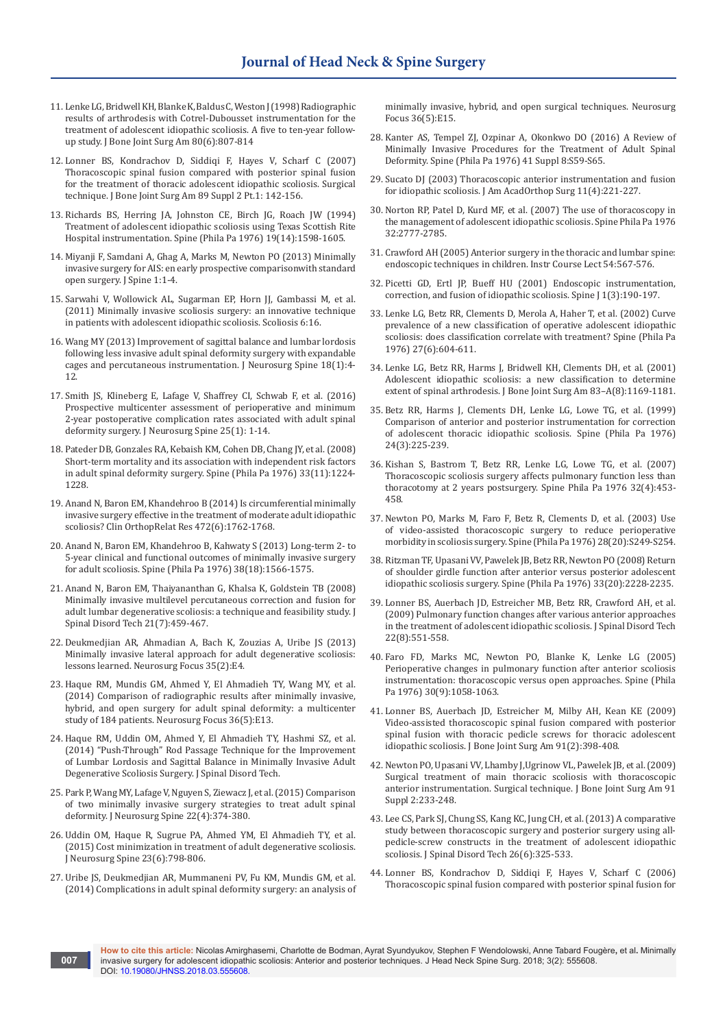11. Lenke LG, Bridwell KH, Blanke K, Baldus C, Weston J (1998) Radiographic results of arthrodesis with Cotrel-Dubousset instrumentation for the treatment of adolescent idiopathic scoliosis. A five to ten-year follow-up study. J Bone Joint Surg Am 80(6):807-814

12. Lonner BS, Kondrachov D, Siddiqi F, Hayes V, Scharf C (2007) Thoracoscopic spinal fusion compared with posterior spinal fusion for the treatment of thoracic adolescent idiopathic scoliosis. Surgical technique. J Bone Joint Surg Am 89 Suppl 2 Pt.1: 142-156.

13. Richards BS, Herring JA, Johnston CE, Birch JG, Roach JW (1994) Treatment of adolescent idiopathic scoliosis using Texas Scottish Rite Hospital instrumentation. Spine (Phila Pa 1976) 19(14):1598-1605.

14. Miyanji F, Samdani A, Ghag A, Marks M, Newton PO (2013) Minimally invasive surgery for AIS: en early prospective comparisonwith standard open surgery. J Spine 1:1-4.

15. Sarwahi V, Wollowick AL, Sugarman EP, Horn JJ, Gambassi M, et al. (2011) Minimally invasive scoliosis surgery: an innovative technique in patients with adolescent idiopathic scoliosis. Scoliosis 6:16.

16. Wang MY (2013) Improvement of sagittal balance and lumbar lordosis following less invasive adult spinal deformity surgery with expandable cages and percutaneous instrumentation. J Neurosurg Spine 18(1):4-12.

17. Smith JS, Klineberg E, Lafage V, Shaffrey CI, Schwab F, et al. (2016) Prospective multicenter assessment of perioperative and minimum 2-year postoperative complication rates associated with adult spinal deformity surgery. J Neurosurg Spine 25(1): 1-14.

18. Pateder DB, Gonzales RA, Kebaish KM, Cohen DB, Chang JY, et al. (2008) Short-term mortality and its association with independent risk factors in adult spinal deformity surgery. Spine (Phila Pa 1976) 33(11):1224-1228.

19. Anand N, Baron EM, Khandehroo B (2014) Is circumferential minimally invasive surgery effective in the treatment of moderate adult idiopathic scoliosis? Clin OrthopRelat Res 472(6):1762-1768.

20. Anand N, Baron EM, Khandehroo B, Kahwaty S (2013) Long-term 2- to 5-year clinical and functional outcomes of minimally invasive surgery for adult scoliosis. Spine (Phila Pa 1976) 38(18):1566-1575.

21. Anand N, Baron EM, Thaiyananthan G, Khalsa K, Goldstein TB (2008) Minimally invasive multilevel percutaneous correction and fusion for adult lumbar degenerative scoliosis: a technique and feasibility study. J Spinal Disord Tech 21(7):459-467.

22. Deukmedjian AR, Ahmadian A, Bach K, Zouzias A, Uribe JS (2013) Minimally invasive lateral approach for adult degenerative scoliosis: lessons learned. Neurosurg Focus 35(2):E4.

23. Haque RM, Mundis GM, Ahmed Y, El Ahmadieh TY, Wang MY, et al. (2014) Comparison of radiographic results after minimally invasive, hybrid, and open surgery for adult spinal deformity: a multicenter study of 184 patients. Neurosurg Focus 36(5):E13.

24. Haque RM, Uddin OM, Ahmed Y, El Ahmadieh TY, Hashmi SZ, et al. (2014) "Push-Through" Rod Passage Technique for the Improvement of Lumbar Lordosis and Sagittal Balance in Minimally Invasive Adult Degenerative Scoliosis Surgery. J Spinal Disord Tech.

25. Park P, Wang MY, Lafage V, Nguyen S, Ziewacz J, et al. (2015) Comparison of two minimally invasive surgery strategies to treat adult spinal deformity. J Neurosurg Spine 22(4):374-380.

26. Uddin OM, Haque R, Sugrue PA, Ahmed YM, El Ahmadieh TY, et al. (2015) Cost minimization in treatment of adult degenerative scoliosis. J Neurosurg Spine 23(6):798-806.

27. Uribe JS, Deukmedjian AR, Mummaneni PV, Fu KM, Mundis GM, et al. (2014) Complications in adult spinal deformity surgery: an analysis of minimally invasive, hybrid, and open surgical techniques. Neurosurg Focus 36(5):E15.

28. Kanter AS, Tempel ZJ, Ozpinar A, Okonkwo DO (2016) A Review of Minimally Invasive Procedures for the Treatment of Adult Spinal Deformity. Spine (Phila Pa 1976) 41 Suppl 8:S59-S65.

29. Sucato DJ (2003) Thoracoscopic anterior instrumentation and fusion for idiopathic scoliosis. J Am AcadOrthop Surg 11(4):221-227.

30. Norton RP, Patel D, Kurd MF, et al. (2007) The use of thoracoscopy in the management of adolescent idiopathic scoliosis. Spine Phila Pa 1976 32:2777-2785.

31. Crawford AH (2005) Anterior surgery in the thoracic and lumbar spine: endoscopic techniques in children. Instr Course Lect 54:567-576.

32. Picetti GD, Ertl JP, Bueff HU (2001) Endoscopic instrumentation, correction, and fusion of idiopathic scoliosis. Spine J 1(3):190-197.

33. Lenke LG, Betz RR, Clements D, Merola A, Haher T, et al. (2002) Curve prevalence of a new classification of operative adolescent idiopathic scoliosis: does classification correlate with treatment? Spine (Phila Pa 1976) 27(6):604-611.

34. Lenke LG, Betz RR, Harms J, Bridwell KH, Clements DH, et al. (2001) Adolescent idiopathic scoliosis: a new classification to determine extent of spinal arthrodesis. J Bone Joint Surg Am 83–A(8):1169-1181.

35. Betz RR, Harms J, Clements DH, Lenke LG, Lowe TG, et al. (1999) Comparison of anterior and posterior instrumentation for correction of adolescent thoracic idiopathic scoliosis. Spine (Phila Pa 1976) 24(3):225-239.

36. Kishan S, Bastrom T, Betz RR, Lenke LG, Lowe TG, et al. (2007) Thoracoscopic scoliosis surgery affects pulmonary function less than thoracotomy at 2 years postsurgery. Spine Phila Pa 1976 32(4):453-458.

37. Newton PO, Marks M, Faro F, Betz R, Clements D, et al. (2003) Use of video-assisted thoracoscopic surgery to reduce perioperative morbidity in scoliosis surgery. Spine (Phila Pa 1976) 28(20):S249-S254.

38. Ritzman TF, Upasani VV, Pawelek JB, Betz RR, Newton PO (2008) Return of shoulder girdle function after anterior versus posterior adolescent idiopathic scoliosis surgery. Spine (Phila Pa 1976) 33(20):2228-2235.

39. Lonner BS, Auerbach JD, Estreicher MB, Betz RR, Crawford AH, et al. (2009) Pulmonary function changes after various anterior approaches in the treatment of adolescent idiopathic scoliosis. J Spinal Disord Tech 22(8):551-558.

40. Faro FD, Marks MC, Newton PO, Blanke K, Lenke LG (2005) Perioperative changes in pulmonary function after anterior scoliosis instrumentation: thoracoscopic versus open approaches. Spine (Phila Pa 1976) 30(9):1058-1063.

41. Lonner BS, Auerbach JD, Estreicher M, Milby AH, Kean KE (2009) Video-assisted thoracoscopic spinal fusion compared with posterior spinal fusion with thoracic pedicle screws for thoracic adolescent idiopathic scoliosis. J Bone Joint Surg Am 91(2):398-408.

42. Newton PO, Upasani VV, Lhamby J,Ugrinow VL, Pawelek JB, et al. (2009) Surgical treatment of main thoracic scoliosis with thoracoscopic anterior instrumentation. Surgical technique. J Bone Joint Surg Am 91 Suppl 2:233-248.

43. Lee CS, Park SJ, Chung SS, Kang KC, Jung CH, et al. (2013) A comparative study between thoracoscopic surgery and posterior surgery using all-pedicle-screw constructs in the treatment of adolescent idiopathic scoliosis. J Spinal Disord Tech 26(6):325-533.

44. Lonner BS, Kondrachov D, Siddiqi F, Hayes V, Scharf C (2006) Thoracoscopic spinal fusion compared with posterior spinal fusion for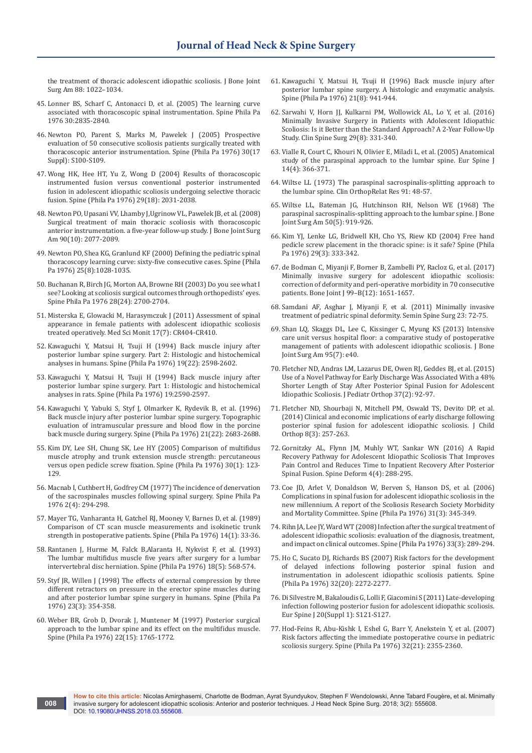the treatment of thoracic adolescent idiopathic scoliosis. J Bone Joint Surg Am 88: 1022–1034.

45. Lonner BS, Scharf C, Antonacci D, et al. (2005) The learning curve associated with thoracoscopic spinal instrumentation. Spine Phila Pa 1976 30:2835-2840.

46. Newton PO, Parent S, Marks M, Pawelek J (2005) Prospective evaluation of 50 consecutive scoliosis patients surgically treated with thoracoscopic anterior instrumentation. Spine (Phila Pa 1976) 30(17 Suppl): S100-S109.

47. Wong HK, Hee HT, Yu Z, Wong D (2004) Results of thoracoscopic instrumented fusion versus conventional posterior instrumented fusion in adolescent idiopathic scoliosis undergoing selective thoracic fusion. Spine (Phila Pa 1976) 29(18): 2031-2038.

48. Newton PO, Upasani VV, Lhamby J,Ugrinow VL, Pawelek JB, et al. (2008) Surgical treatment of main thoracic scoliosis with thoracoscopic anterior instrumentation. a five-year follow-up study. J Bone Joint Surg Am 90(10): 2077-2089.

49. Newton PO, Shea KG, Granlund KF (2000) Defining the pediatric spinal thoracoscopy learning curve: sixty-five consecutive cases. Spine (Phila Pa 1976) 25(8):1028-1035.

50. Buchanan R, Birch JG, Morton AA, Browne RH (2003) Do you see what I see? Looking at scoliosis surgical outcomes through orthopedists' eyes. Spine Phila Pa 1976 28(24): 2700-2704.

51. Misterska E, Glowacki M, Harasymczuk J (2011) Assessment of spinal appearance in female patients with adolescent idiopathic scoliosis treated operatively. Med Sci Monit 17(7): CR404-CR410.

52. Kawaguchi Y, Matsui H, Tsuji H (1994) Back muscle injury after posterior lumbar spine surgery. Part 2: Histologic and histochemical analyses in humans. Spine (Phila Pa 1976) 19(22): 2598-2602.

53. Kawaguchi Y, Matsui H, Tsuji H (1994) Back muscle injury after posterior lumbar spine surgery. Part 1: Histologic and histochemical analyses in rats. Spine (Phila Pa 1976) 19:2590-2597.

54. Kawaguchi Y, Yabuki S, Styf J, Olmarker K, Rydevik B, et al. (1996) Back muscle injury after posterior lumbar spine surgery. Topographic evaluation of intramuscular pressure and blood flow in the porcine back muscle during surgery. Spine (Phila Pa 1976) 21(22): 2683-2688.

55. Kim DY, Lee SH, Chung SK, Lee HY (2005) Comparison of multifidus muscle atrophy and trunk extension muscle strength: percutaneous versus open pedicle screw fixation. Spine (Phila Pa 1976) 30(1): 123-129.

56. Macnab I, Cuthbert H, Godfrey CM (1977) The incidence of denervation of the sacrospinales muscles following spinal surgery. Spine Phila Pa 1976 2(4): 294-298.

57. Mayer TG, Vanharanta H, Gatchel RJ, Mooney V, Barnes D, et al. (1989) Comparison of CT scan muscle measurements and isokinetic trunk strength in postoperative patients. Spine (Phila Pa 1976) 14(1): 33-36.

58. Rantanen J, Hurme M, Falck B,Alaranta H, Nykvist F, et al. (1993) The lumbar multifidus muscle five years after surgery for a lumbar intervertebral disc herniation. Spine (Phila Pa 1976) 18(5): 568-574.

59. Styf JR, Willen J (1998) The effects of external compression by three different retractors on pressure in the erector spine muscles during and after posterior lumbar spine surgery in humans. Spine (Phila Pa 1976) 23(3): 354-358.

60. Weber BR, Grob D, Dvorak J, Muntener M (1997) Posterior surgical approach to the lumbar spine and its effect on the multifidus muscle. Spine (Phila Pa 1976) 22(15): 1765-1772.

61. Kawaguchi Y, Matsui H, Tsuji H (1996) Back muscle injury after posterior lumbar spine surgery. A histologic and enzymatic analysis. Spine (Phila Pa 1976) 21(8): 941-944.

62. Sarwahi V, Horn JJ, Kulkarni PM, Wollowick AL, Lo Y, et al. (2016) Minimally Invasive Surgery in Patients with Adolescent Idiopathic Scoliosis: Is it Better than the Standard Approach? A 2-Year Follow-Up Study. Clin Spine Surg 29(8): 331-340.

63. Vialle R, Court C, Khouri N, Olivier E, Miladi L, et al. (2005) Anatomical study of the paraspinal approach to the lumbar spine. Eur Spine J 14(4): 366-371.

64. Wiltse LL (1973) The paraspinal sacrospinalis-splitting approach to the lumbar spine. Clin OrthopRelat Res 91: 48-57.

65. Wiltse LL, Bateman JG, Hutchinson RH, Nelson WE (1968) The paraspinal sacrospinalis-splitting approach to the lumbar spine. J Bone Joint Surg Am 50(5): 919-926.

66. Kim YJ, Lenke LG, Bridwell KH, Cho YS, Riew KD (2004) Free hand pedicle screw placement in the thoracic spine: is it safe? Spine (Phila Pa 1976) 29(3): 333-342.

67. de Bodman C, Miyanji F, Borner B, Zambelli PY, Racloz G, et al. (2017) Minimally invasive surgery for adolescent idiopathic scoliosis: correction of deformity and peri-operative morbidity in 70 consecutive patients. Bone Joint J 99–B(12): 1651-1657.

68. Samdani AF, Asghar J, Miyanji F, et al. (2011) Minimally invasive treatment of pediatric spinal deformity. Semin Spine Surg 23: 72-75.

69. Shan LQ, Skaggs DL, Lee C, Kissinger C, Myung KS (2013) Intensive care unit versus hospital floor: a comparative study of postoperative management of patients with adolescent idiopathic scoliosis. J Bone Joint Surg Am 95(7): e40.

70. Fletcher ND, Andras LM, Lazarus DE, Owen RJ, Geddes BJ, et al. (2015) Use of a Novel Pathway for Early Discharge Was Associated With a 48% Shorter Length of Stay After Posterior Spinal Fusion for Adolescent Idiopathic Scoliosis. J Pediatr Orthop 37(2): 92-97.

71. Fletcher ND, Shourbaji N, Mitchell PM, Oswald TS, Devito DP, et al. (2014) Clinical and economic implications of early discharge following posterior spinal fusion for adolescent idiopathic scoliosis. J Child Orthop 8(3): 257-263.

72. Gornitzky AL, Flynn JM, Muhly WT, Sankar WN (2016) A Rapid Recovery Pathway for Adolescent Idiopathic Scoliosis That Improves Pain Control and Reduces Time to Inpatient Recovery After Posterior Spinal Fusion. Spine Deform 4(4): 288-295.

73. Coe JD, Arlet V, Donaldson W, Berven S, Hanson DS, et al. (2006) Complications in spinal fusion for adolescent idiopathic scoliosis in the new millennium. A report of the Scoliosis Research Society Morbidity and Mortality Committee. Spine (Phila Pa 1976) 31(3): 345-349.

74. Rihn JA, Lee JY, Ward WT (2008) Infection after the surgical treatment of adolescent idiopathic scoliosis: evaluation of the diagnosis, treatment, and impact on clinical outcomes. Spine (Phila Pa 1976) 33(3): 289-294.

75. Ho C, Sucato DJ, Richards BS (2007) Risk factors for the development of delayed infections following posterior spinal fusion and instrumentation in adolescent idiopathic scoliosis patients. Spine (Phila Pa 1976) 32(20): 2272-2277.

76. Di Silvestre M, Bakaloudis G, Lolli F, Giacomini S (2011) Late-developing infection following posterior fusion for adolescent idiopathic scoliosis. Eur Spine J 20(Suppl 1): S121-S127.

77. Hod-Feins R, Abu-Kishk I, Eshel G, Barr Y, Anekstein Y, et al. (2007) Risk factors affecting the immediate postoperative course in pediatric scoliosis surgery. Spine (Phila Pa 1976) 32(21): 2355-2360.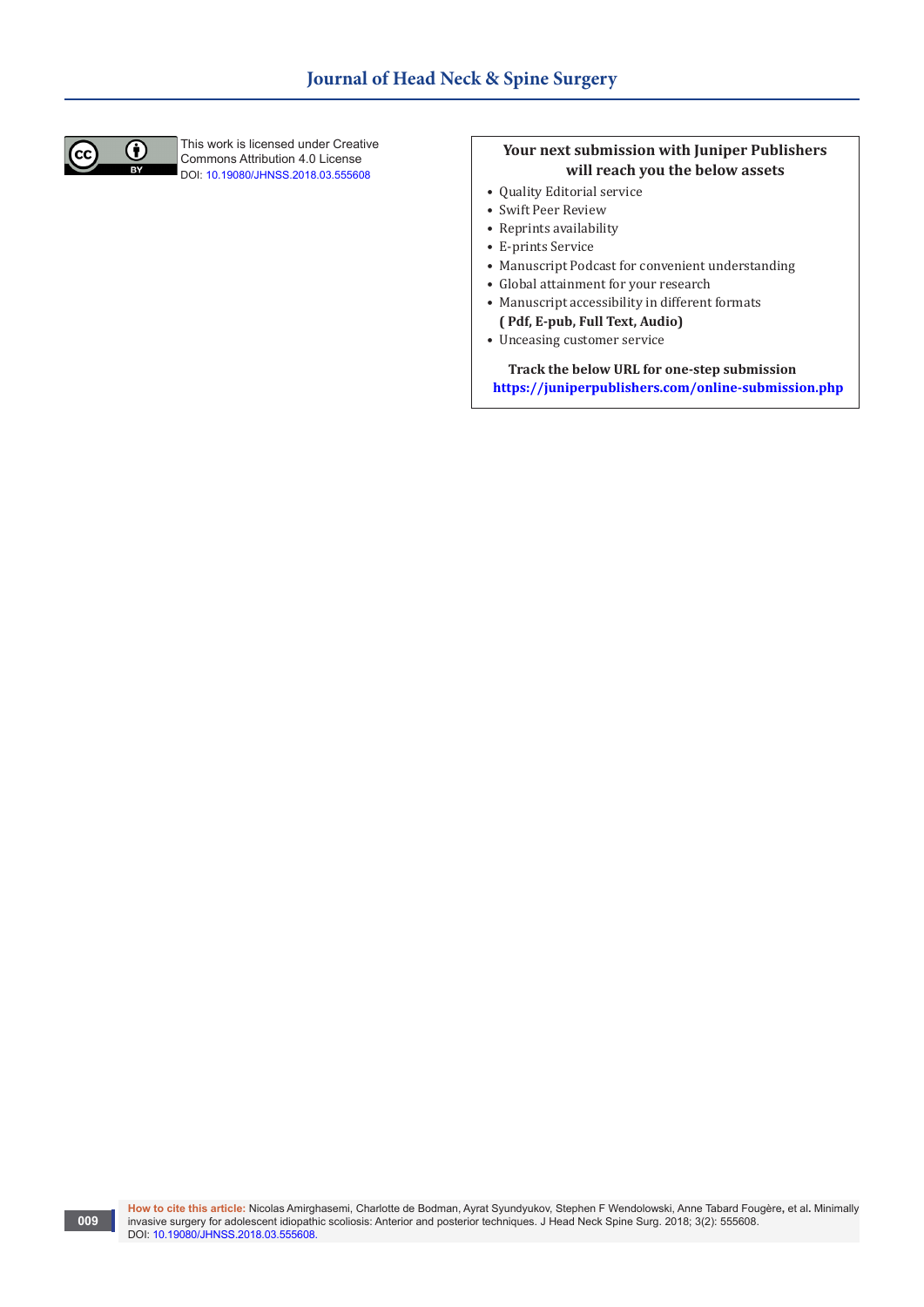This work is licensed under Creative Commons Attribution 4.0 License
DOI: 10.19080/JHNSS.2018.03.555608

**Your next submission with Juniper Publishers will reach you the below assets**

- Quality Editorial service
- Swift Peer Review
- Reprints availability
- E-prints Service
- Manuscript Podcast for convenient understanding
- Global attainment for your research
- Manuscript accessibility in different formats
  **( Pdf, E-pub, Full Text, Audio)**
- Unceasing customer service

**Track the below URL for one-step submission**
**https://juniperpublishers.com/online-submission.php**

**How to cite this article:** Nicolas Amirghasemi, Charlotte de Bodman, Ayrat Syundyukov, Stephen F Wendolowski, Anne Tabard Fougère, et al. Minimally invasive surgery for adolescent idiopathic scoliosis: Anterior and posterior techniques. J Head Neck Spine Surg. 2018; 3(2): 555608. DOI: 10.19080/JHNSS.2018.03.555608.